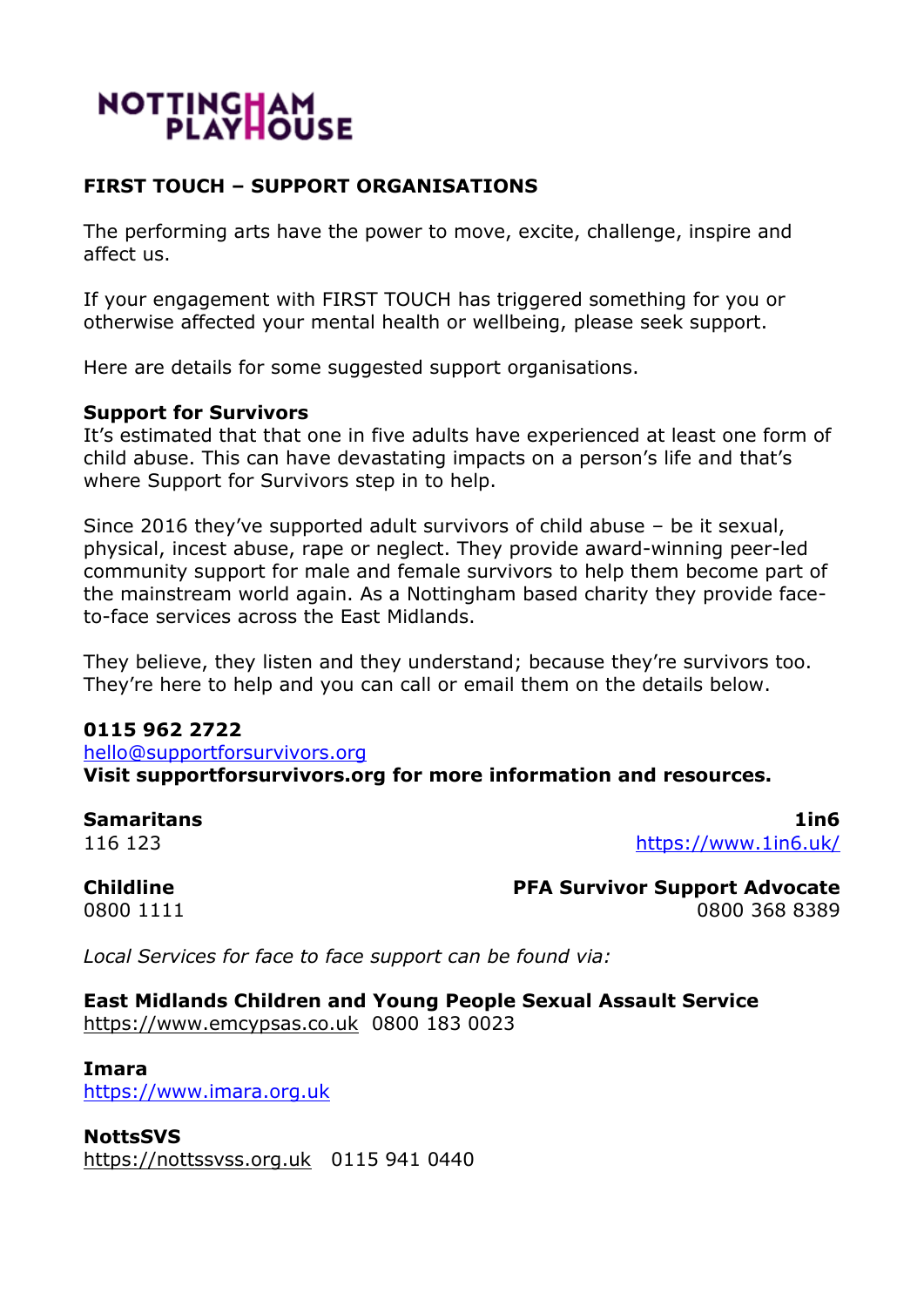NOTTINGHAM PLAYHOUSE

**FIRST TOUCH – SUPPORT ORGANISATIONS**

The performing arts have the power to move, excite, challenge, inspire and affect us.

If your engagement with FIRST TOUCH has triggered something for you or otherwise affected your mental health or wellbeing, please seek support.

Here are details for some suggested support organisations.

**Support for Survivors**
It's estimated that that one in five adults have experienced at least one form of child abuse. This can have devastating impacts on a person's life and that's where Support for Survivors step in to help.

Since 2016 they've supported adult survivors of child abuse – be it sexual, physical, incest abuse, rape or neglect. They provide award-winning peer-led community support for male and female survivors to help them become part of the mainstream world again. As a Nottingham based charity they provide face-to-face services across the East Midlands.

They believe, they listen and they understand; because they're survivors too. They're here to help and you can call or email them on the details below.

**0115 962 2722**
hello@supportforsurvivors.org
**Visit supportforsurvivors.org for more information and resources.**

**Samaritans**
116 123

**1in6**
https://www.1in6.uk/

**Childline**
0800 1111

**PFA Survivor Support Advocate**
0800 368 8389

*Local Services for face to face support can be found via:*

**East Midlands Children and Young People Sexual Assault Service**
https://www.emcypsas.co.uk 0800 183 0023

**Imara**
https://www.imara.org.uk

**NottsSVS**
https://nottssvss.org.uk 0115 941 0440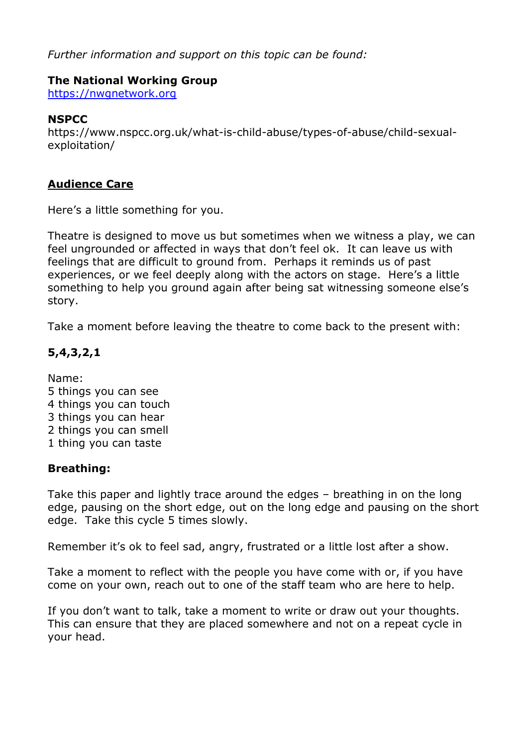*Further information and support on this topic can be found:*

**The National Working Group**
[https://nwgnetwork.org](https://nwgnetwork.org)

**NSPCC**
https://www.nspcc.org.uk/what-is-child-abuse/types-of-abuse/child-sexual-exploitation/

## Audience Care

Here's a little something for you.

Theatre is designed to move us but sometimes when we witness a play, we can feel ungrounded or affected in ways that don't feel ok. It can leave us with feelings that are difficult to ground from. Perhaps it reminds us of past experiences, or we feel deeply along with the actors on stage. Here's a little something to help you ground again after being sat witnessing someone else's story.

Take a moment before leaving the theatre to come back to the present with:

**5,4,3,2,1**

Name:
5 things you can see
4 things you can touch
3 things you can hear
2 things you can smell
1 thing you can taste

**Breathing:**

Take this paper and lightly trace around the edges – breathing in on the long edge, pausing on the short edge, out on the long edge and pausing on the short edge. Take this cycle 5 times slowly.

Remember it's ok to feel sad, angry, frustrated or a little lost after a show.

Take a moment to reflect with the people you have come with or, if you have come on your own, reach out to one of the staff team who are here to help.

If you don't want to talk, take a moment to write or draw out your thoughts. This can ensure that they are placed somewhere and not on a repeat cycle in your head.